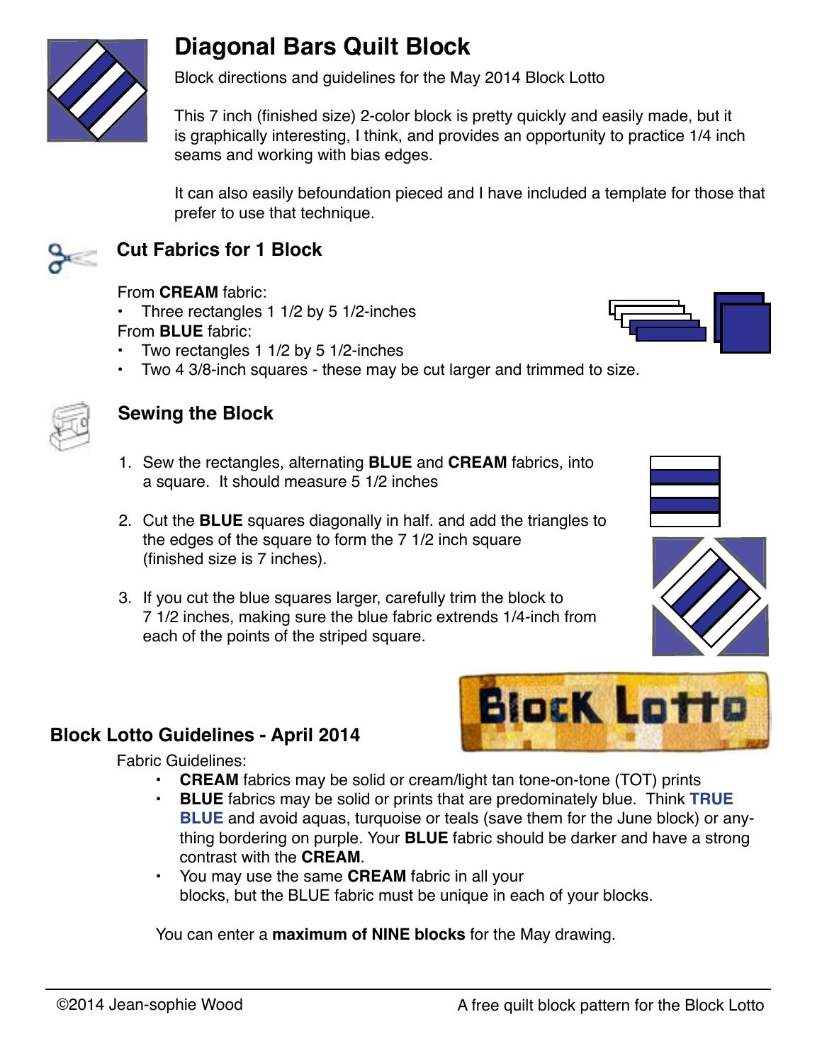# Diagonal Bars Quilt Block

Block directions and guidelines for the May 2014 Block Lotto

This 7 inch (finished size) 2-color block is pretty quickly and easily made, but it is graphically interesting, I think, and provides an opportunity to practice 1/4 inch seams and working with bias edges.

It can also easily befoundation pieced and I have included a template for those that prefer to use that technique.

## Cut Fabrics for 1 Block

From **CREAM** fabric:

- Three rectangles 1 1/2 by 5 1/2-inches

From **BLUE** fabric:

- Two rectangles 1 1/2 by 5 1/2-inches
- Two 4 3/8-inch squares - these may be cut larger and trimmed to size.

## Sewing the Block

1. Sew the rectangles, alternating **BLUE** and **CREAM** fabrics, into a square. It should measure 5 1/2 inches
2. Cut the **BLUE** squares diagonally in half. and add the triangles to the edges of the square to form the 7 1/2 inch square (finished size is 7 inches).
3. If you cut the blue squares larger, carefully trim the block to 7 1/2 inches, making sure the blue fabric extends 1/4-inch from each of the points of the striped square.

## Block Lotto Guidelines - April 2014

Fabric Guidelines:

- **CREAM** fabrics may be solid or cream/light tan tone-on-tone (TOT) prints
- **BLUE** fabrics may be solid or prints that are predominately blue. Think **TRUE BLUE** and avoid aquas, turquoise or teals (save them for the June block) or anything bordering on purple. Your **BLUE** fabric should be darker and have a strong contrast with the **CREAM**.
- You may use the same **CREAM** fabric in all your blocks, but the BLUE fabric must be unique in each of your blocks.

You can enter a **maximum of NINE blocks** for the May drawing.

©2014 Jean-sophie Wood

A free quilt block pattern for the Block Lotto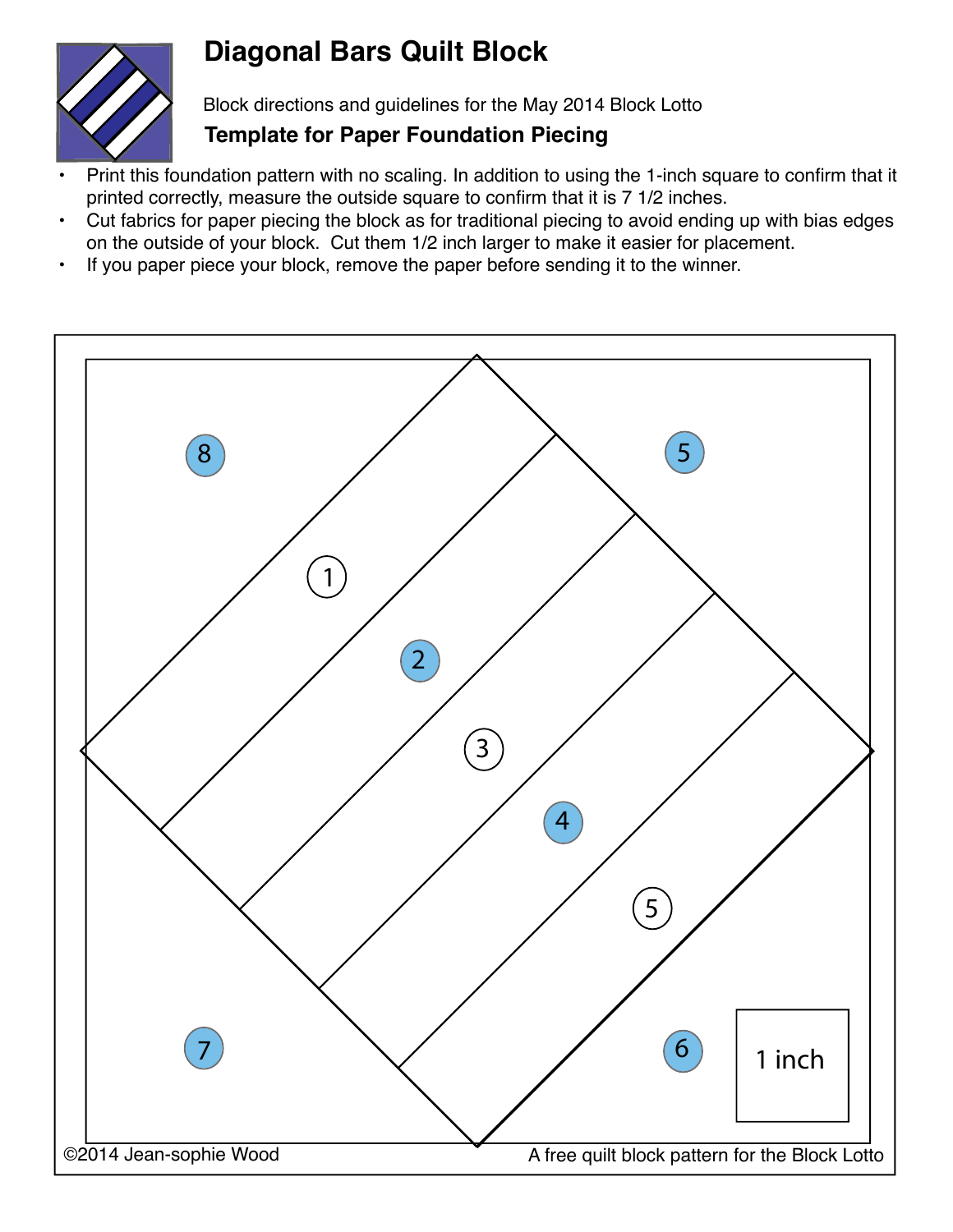# Diagonal Bars Quilt Block

Block directions and guidelines for the May 2014 Block Lotto

**Template for Paper Foundation Piecing**

- Print this foundation pattern with no scaling. In addition to using the 1-inch square to confirm that it printed correctly, measure the outside square to confirm that it is 7 1/2 inches.
- Cut fabrics for paper piecing the block as for traditional piecing to avoid ending up with bias edges on the outside of your block. Cut them 1/2 inch larger to make it easier for placement.
- If you paper piece your block, remove the paper before sending it to the winner.

8

5

1

2

3

4

5

7

6

1 inch

©2014 Jean-sophie Wood

A free quilt block pattern for the Block Lotto